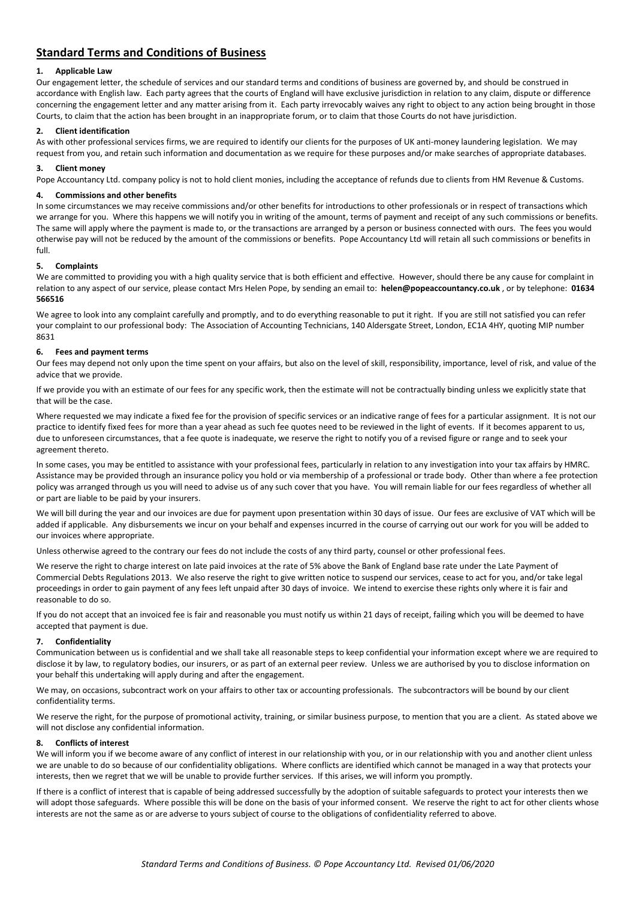## Standard Terms and Conditions of Business

### 1. Applicable Law

Our engagement letter, the schedule of services and our standard terms and conditions of business are governed by, and should be construed in accordance with English law. Each party agrees that the courts of England will have exclusive jurisdiction in relation to any claim, dispute or difference concerning the engagement letter and any matter arising from it. Each party irrevocably waives any right to object to any action being brought in those Courts, to claim that the action has been brought in an inappropriate forum, or to claim that those Courts do not have jurisdiction.

### 2. Client identification

As with other professional services firms, we are required to identify our clients for the purposes of UK anti-money laundering legislation. We may request from you, and retain such information and documentation as we require for these purposes and/or make searches of appropriate databases.

### 3. Client money

Pope Accountancy Ltd. company policy is not to hold client monies, including the acceptance of refunds due to clients from HM Revenue & Customs.

### 4. Commissions and other benefits

In some circumstances we may receive commissions and/or other benefits for introductions to other professionals or in respect of transactions which we arrange for you. Where this happens we will notify you in writing of the amount, terms of payment and receipt of any such commissions or benefits. The same will apply where the payment is made to, or the transactions are arranged by a person or business connected with ours. The fees you would otherwise pay will not be reduced by the amount of the commissions or benefits. Pope Accountancy Ltd will retain all such commissions or benefits in full.

### 5. Complaints

We are committed to providing you with a high quality service that is both efficient and effective. However, should there be any cause for complaint in relation to any aspect of our service, please contact Mrs Helen Pope, by sending an email to: **helen@popeaccountancy.co.uk** , or by telephone: **01634 566516**

We agree to look into any complaint carefully and promptly, and to do everything reasonable to put it right. If you are still not satisfied you can refer your complaint to our professional body: The Association of Accounting Technicians, 140 Aldersgate Street, London, EC1A 4HY, quoting MIP number 8631

### 6. Fees and payment terms

Our fees may depend not only upon the time spent on your affairs, but also on the level of skill, responsibility, importance, level of risk, and value of the advice that we provide.

If we provide you with an estimate of our fees for any specific work, then the estimate will not be contractually binding unless we explicitly state that that will be the case.

Where requested we may indicate a fixed fee for the provision of specific services or an indicative range of fees for a particular assignment. It is not our practice to identify fixed fees for more than a year ahead as such fee quotes need to be reviewed in the light of events. If it becomes apparent to us, due to unforeseen circumstances, that a fee quote is inadequate, we reserve the right to notify you of a revised figure or range and to seek your agreement thereto.

In some cases, you may be entitled to assistance with your professional fees, particularly in relation to any investigation into your tax affairs by HMRC. Assistance may be provided through an insurance policy you hold or via membership of a professional or trade body. Other than where a fee protection policy was arranged through us you will need to advise us of any such cover that you have. You will remain liable for our fees regardless of whether all or part are liable to be paid by your insurers.

We will bill during the year and our invoices are due for payment upon presentation within 30 days of issue. Our fees are exclusive of VAT which will be added if applicable. Any disbursements we incur on your behalf and expenses incurred in the course of carrying out our work for you will be added to our invoices where appropriate.

Unless otherwise agreed to the contrary our fees do not include the costs of any third party, counsel or other professional fees.

We reserve the right to charge interest on late paid invoices at the rate of 5% above the Bank of England base rate under the Late Payment of Commercial Debts Regulations 2013. We also reserve the right to give written notice to suspend our services, cease to act for you, and/or take legal proceedings in order to gain payment of any fees left unpaid after 30 days of invoice. We intend to exercise these rights only where it is fair and reasonable to do so.

If you do not accept that an invoiced fee is fair and reasonable you must notify us within 21 days of receipt, failing which you will be deemed to have accepted that payment is due.

### 7. Confidentiality

Communication between us is confidential and we shall take all reasonable steps to keep confidential your information except where we are required to disclose it by law, to regulatory bodies, our insurers, or as part of an external peer review. Unless we are authorised by you to disclose information on your behalf this undertaking will apply during and after the engagement.

We may, on occasions, subcontract work on your affairs to other tax or accounting professionals. The subcontractors will be bound by our client confidentiality terms.

We reserve the right, for the purpose of promotional activity, training, or similar business purpose, to mention that you are a client. As stated above we will not disclose any confidential information.

### 8. Conflicts of interest

We will inform you if we become aware of any conflict of interest in our relationship with you, or in our relationship with you and another client unless we are unable to do so because of our confidentiality obligations. Where conflicts are identified which cannot be managed in a way that protects your interests, then we regret that we will be unable to provide further services. If this arises, we will inform you promptly.

If there is a conflict of interest that is capable of being addressed successfully by the adoption of suitable safeguards to protect your interests then we will adopt those safeguards. Where possible this will be done on the basis of your informed consent. We reserve the right to act for other clients whose interests are not the same as or are adverse to yours subject of course to the obligations of confidentiality referred to above.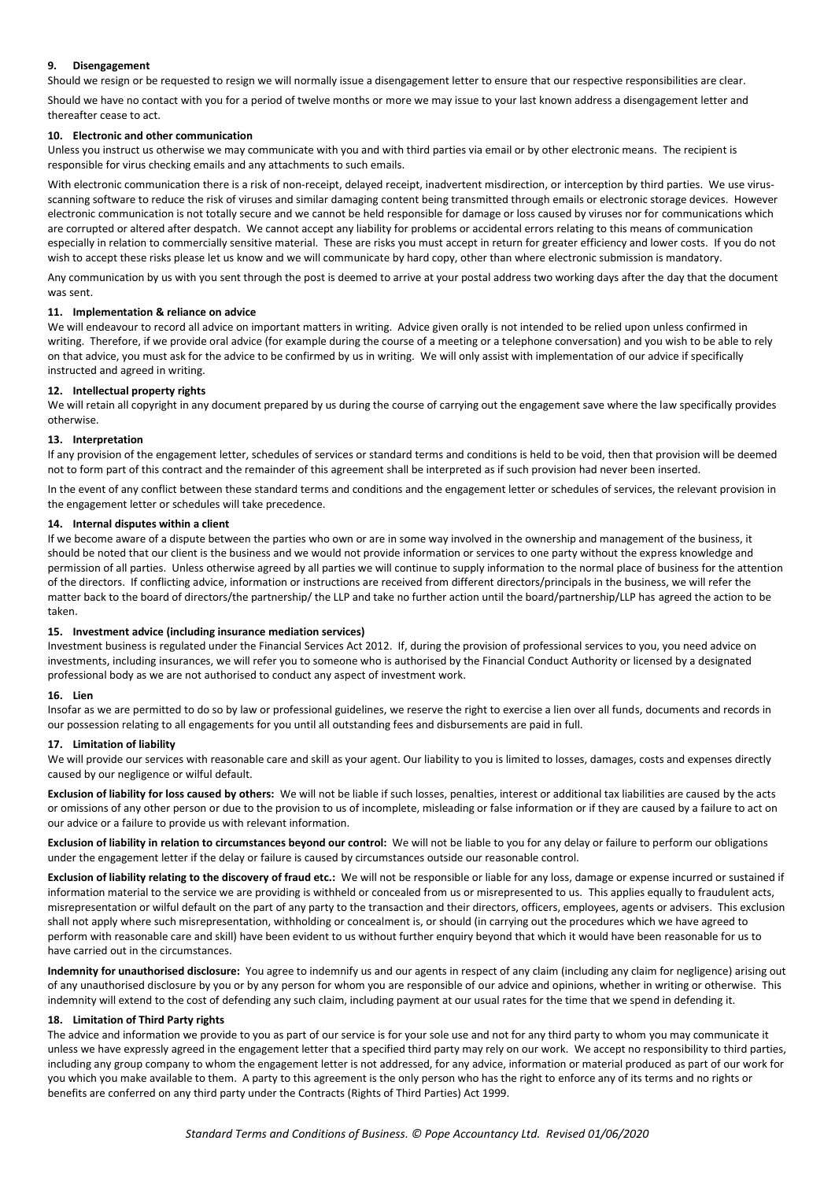### 9. Disengagement

Should we resign or be requested to resign we will normally issue a disengagement letter to ensure that our respective responsibilities are clear.

Should we have no contact with you for a period of twelve months or more we may issue to your last known address a disengagement letter and thereafter cease to act.

### 10. Electronic and other communication

Unless you instruct us otherwise we may communicate with you and with third parties via email or by other electronic means. The recipient is responsible for virus checking emails and any attachments to such emails.

With electronic communication there is a risk of non-receipt, delayed receipt, inadvertent misdirection, or interception by third parties. We use virus-scanning software to reduce the risk of viruses and similar damaging content being transmitted through emails or electronic storage devices. However electronic communication is not totally secure and we cannot be held responsible for damage or loss caused by viruses nor for communications which are corrupted or altered after despatch. We cannot accept any liability for problems or accidental errors relating to this means of communication especially in relation to commercially sensitive material. These are risks you must accept in return for greater efficiency and lower costs. If you do not wish to accept these risks please let us know and we will communicate by hard copy, other than where electronic submission is mandatory.

Any communication by us with you sent through the post is deemed to arrive at your postal address two working days after the day that the document was sent.

### 11. Implementation & reliance on advice

We will endeavour to record all advice on important matters in writing. Advice given orally is not intended to be relied upon unless confirmed in writing. Therefore, if we provide oral advice (for example during the course of a meeting or a telephone conversation) and you wish to be able to rely on that advice, you must ask for the advice to be confirmed by us in writing. We will only assist with implementation of our advice if specifically instructed and agreed in writing.

### 12. Intellectual property rights

We will retain all copyright in any document prepared by us during the course of carrying out the engagement save where the law specifically provides otherwise.

### 13. Interpretation

If any provision of the engagement letter, schedules of services or standard terms and conditions is held to be void, then that provision will be deemed not to form part of this contract and the remainder of this agreement shall be interpreted as if such provision had never been inserted.

In the event of any conflict between these standard terms and conditions and the engagement letter or schedules of services, the relevant provision in the engagement letter or schedules will take precedence.

### 14. Internal disputes within a client

If we become aware of a dispute between the parties who own or are in some way involved in the ownership and management of the business, it should be noted that our client is the business and we would not provide information or services to one party without the express knowledge and permission of all parties. Unless otherwise agreed by all parties we will continue to supply information to the normal place of business for the attention of the directors. If conflicting advice, information or instructions are received from different directors/principals in the business, we will refer the matter back to the board of directors/the partnership/ the LLP and take no further action until the board/partnership/LLP has agreed the action to be taken.

### 15. Investment advice (including insurance mediation services)

Investment business is regulated under the Financial Services Act 2012. If, during the provision of professional services to you, you need advice on investments, including insurances, we will refer you to someone who is authorised by the Financial Conduct Authority or licensed by a designated professional body as we are not authorised to conduct any aspect of investment work.

### 16. Lien

Insofar as we are permitted to do so by law or professional guidelines, we reserve the right to exercise a lien over all funds, documents and records in our possession relating to all engagements for you until all outstanding fees and disbursements are paid in full.

### 17. Limitation of liability

We will provide our services with reasonable care and skill as your agent. Our liability to you is limited to losses, damages, costs and expenses directly caused by our negligence or wilful default.

**Exclusion of liability for loss caused by others:** We will not be liable if such losses, penalties, interest or additional tax liabilities are caused by the acts or omissions of any other person or due to the provision to us of incomplete, misleading or false information or if they are caused by a failure to act on our advice or a failure to provide us with relevant information.

**Exclusion of liability in relation to circumstances beyond our control:** We will not be liable to you for any delay or failure to perform our obligations under the engagement letter if the delay or failure is caused by circumstances outside our reasonable control.

**Exclusion of liability relating to the discovery of fraud etc.:** We will not be responsible or liable for any loss, damage or expense incurred or sustained if information material to the service we are providing is withheld or concealed from us or misrepresented to us. This applies equally to fraudulent acts, misrepresentation or wilful default on the part of any party to the transaction and their directors, officers, employees, agents or advisers. This exclusion shall not apply where such misrepresentation, withholding or concealment is, or should (in carrying out the procedures which we have agreed to perform with reasonable care and skill) have been evident to us without further enquiry beyond that which it would have been reasonable for us to have carried out in the circumstances.

**Indemnity for unauthorised disclosure:** You agree to indemnify us and our agents in respect of any claim (including any claim for negligence) arising out of any unauthorised disclosure by you or by any person for whom you are responsible of our advice and opinions, whether in writing or otherwise. This indemnity will extend to the cost of defending any such claim, including payment at our usual rates for the time that we spend in defending it.

### 18. Limitation of Third Party rights

The advice and information we provide to you as part of our service is for your sole use and not for any third party to whom you may communicate it unless we have expressly agreed in the engagement letter that a specified third party may rely on our work. We accept no responsibility to third parties, including any group company to whom the engagement letter is not addressed, for any advice, information or material produced as part of our work for you which you make available to them. A party to this agreement is the only person who has the right to enforce any of its terms and no rights or benefits are conferred on any third party under the Contracts (Rights of Third Parties) Act 1999.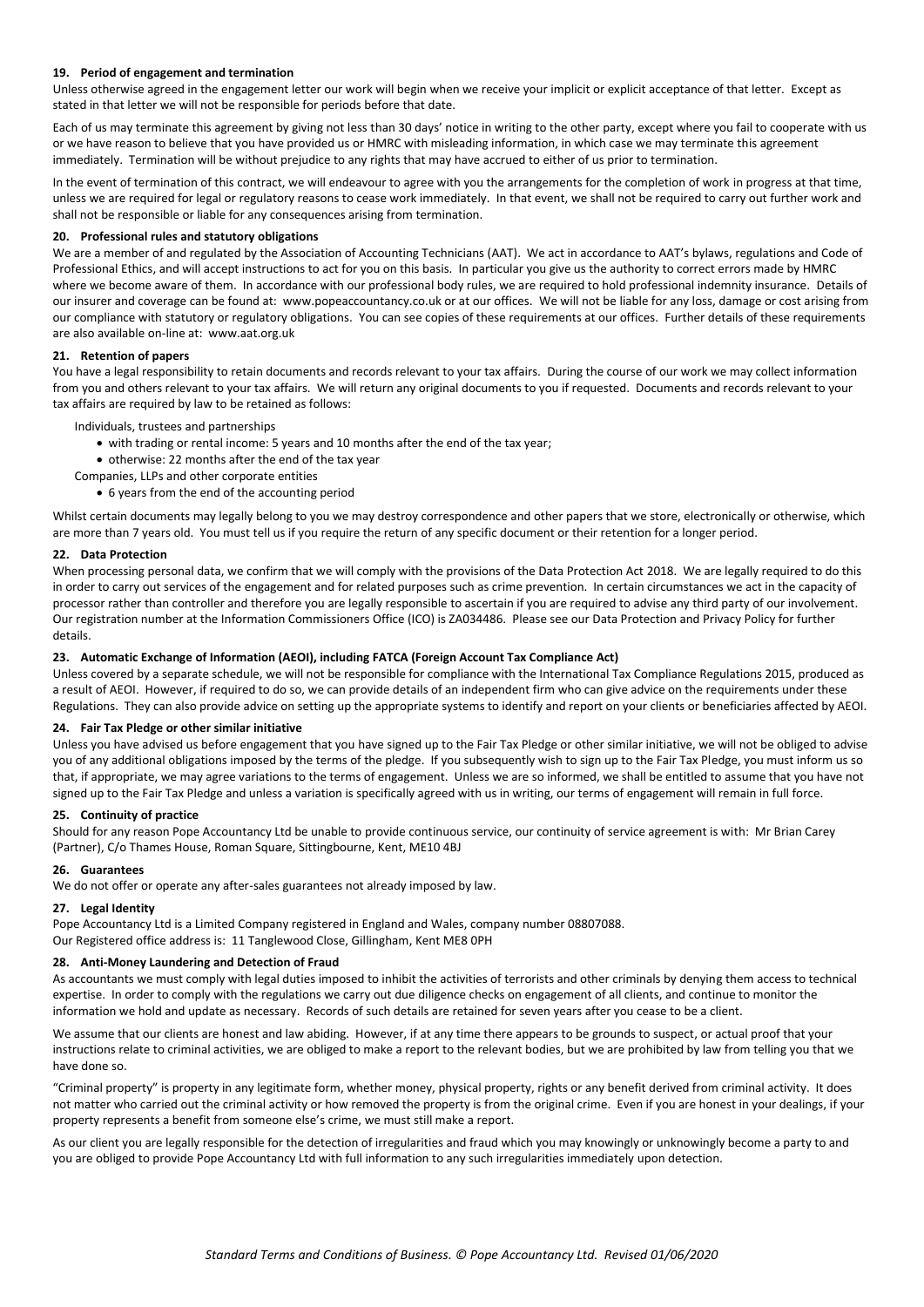#### 19. Period of engagement and termination

Unless otherwise agreed in the engagement letter our work will begin when we receive your implicit or explicit acceptance of that letter. Except as stated in that letter we will not be responsible for periods before that date.

Each of us may terminate this agreement by giving not less than 30 days' notice in writing to the other party, except where you fail to cooperate with us or we have reason to believe that you have provided us or HMRC with misleading information, in which case we may terminate this agreement immediately. Termination will be without prejudice to any rights that may have accrued to either of us prior to termination.

In the event of termination of this contract, we will endeavour to agree with you the arrangements for the completion of work in progress at that time, unless we are required for legal or regulatory reasons to cease work immediately. In that event, we shall not be required to carry out further work and shall not be responsible or liable for any consequences arising from termination.

#### 20. Professional rules and statutory obligations

We are a member of and regulated by the Association of Accounting Technicians (AAT). We act in accordance to AAT's bylaws, regulations and Code of Professional Ethics, and will accept instructions to act for you on this basis. In particular you give us the authority to correct errors made by HMRC where we become aware of them. In accordance with our professional body rules, we are required to hold professional indemnity insurance. Details of our insurer and coverage can be found at: www.popeaccountancy.co.uk or at our offices. We will not be liable for any loss, damage or cost arising from our compliance with statutory or regulatory obligations. You can see copies of these requirements at our offices. Further details of these requirements are also available on-line at: www.aat.org.uk

#### 21. Retention of papers

You have a legal responsibility to retain documents and records relevant to your tax affairs. During the course of our work we may collect information from you and others relevant to your tax affairs. We will return any original documents to you if requested. Documents and records relevant to your tax affairs are required by law to be retained as follows:

Individuals, trustees and partnerships

- with trading or rental income: 5 years and 10 months after the end of the tax year;
- otherwise: 22 months after the end of the tax year

Companies, LLPs and other corporate entities

- 6 years from the end of the accounting period

Whilst certain documents may legally belong to you we may destroy correspondence and other papers that we store, electronically or otherwise, which are more than 7 years old. You must tell us if you require the return of any specific document or their retention for a longer period.

#### 22. Data Protection

When processing personal data, we confirm that we will comply with the provisions of the Data Protection Act 2018. We are legally required to do this in order to carry out services of the engagement and for related purposes such as crime prevention. In certain circumstances we act in the capacity of processor rather than controller and therefore you are legally responsible to ascertain if you are required to advise any third party of our involvement. Our registration number at the Information Commissioners Office (ICO) is ZA034486. Please see our Data Protection and Privacy Policy for further details.

#### 23. Automatic Exchange of Information (AEOI), including FATCA (Foreign Account Tax Compliance Act)

Unless covered by a separate schedule, we will not be responsible for compliance with the International Tax Compliance Regulations 2015, produced as a result of AEOI. However, if required to do so, we can provide details of an independent firm who can give advice on the requirements under these Regulations. They can also provide advice on setting up the appropriate systems to identify and report on your clients or beneficiaries affected by AEOI.

#### 24. Fair Tax Pledge or other similar initiative

Unless you have advised us before engagement that you have signed up to the Fair Tax Pledge or other similar initiative, we will not be obliged to advise you of any additional obligations imposed by the terms of the pledge. If you subsequently wish to sign up to the Fair Tax Pledge, you must inform us so that, if appropriate, we may agree variations to the terms of engagement. Unless we are so informed, we shall be entitled to assume that you have not signed up to the Fair Tax Pledge and unless a variation is specifically agreed with us in writing, our terms of engagement will remain in full force.

#### 25. Continuity of practice

Should for any reason Pope Accountancy Ltd be unable to provide continuous service, our continuity of service agreement is with: Mr Brian Carey (Partner), C/o Thames House, Roman Square, Sittingbourne, Kent, ME10 4BJ

#### 26. Guarantees

We do not offer or operate any after-sales guarantees not already imposed by law.

#### 27. Legal Identity

Pope Accountancy Ltd is a Limited Company registered in England and Wales, company number 08807088.
Our Registered office address is: 11 Tanglewood Close, Gillingham, Kent ME8 0PH

#### 28. Anti-Money Laundering and Detection of Fraud

As accountants we must comply with legal duties imposed to inhibit the activities of terrorists and other criminals by denying them access to technical expertise. In order to comply with the regulations we carry out due diligence checks on engagement of all clients, and continue to monitor the information we hold and update as necessary. Records of such details are retained for seven years after you cease to be a client.

We assume that our clients are honest and law abiding. However, if at any time there appears to be grounds to suspect, or actual proof that your instructions relate to criminal activities, we are obliged to make a report to the relevant bodies, but we are prohibited by law from telling you that we have done so.

"Criminal property" is property in any legitimate form, whether money, physical property, rights or any benefit derived from criminal activity. It does not matter who carried out the criminal activity or how removed the property is from the original crime. Even if you are honest in your dealings, if your property represents a benefit from someone else's crime, we must still make a report.

As our client you are legally responsible for the detection of irregularities and fraud which you may knowingly or unknowingly become a party to and you are obliged to provide Pope Accountancy Ltd with full information to any such irregularities immediately upon detection.

*Standard Terms and Conditions of Business. © Pope Accountancy Ltd. Revised 01/06/2020*